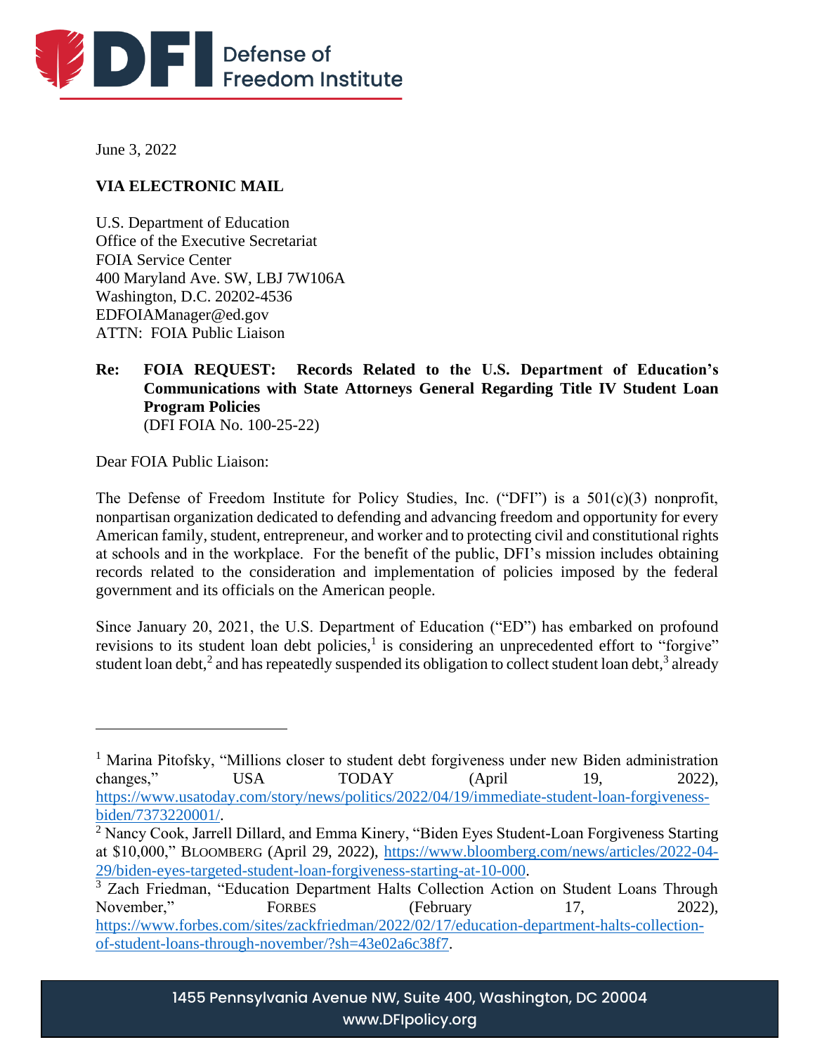June 3, 2022

**VIA ELECTRONIC MAIL**

U.S. Department of Education
Office of the Executive Secretariat
FOIA Service Center
400 Maryland Ave. SW, LBJ 7W106A
Washington, D.C. 20202-4536
EDFOIAManager@ed.gov
ATTN: FOIA Public Liaison

**Re: FOIA REQUEST: Records Related to the U.S. Department of Education's Communications with State Attorneys General Regarding Title IV Student Loan Program Policies**
(DFI FOIA No. 100-25-22)

Dear FOIA Public Liaison:

The Defense of Freedom Institute for Policy Studies, Inc. ("DFI") is a 501(c)(3) nonprofit, nonpartisan organization dedicated to defending and advancing freedom and opportunity for every American family, student, entrepreneur, and worker and to protecting civil and constitutional rights at schools and in the workplace. For the benefit of the public, DFI's mission includes obtaining records related to the consideration and implementation of policies imposed by the federal government and its officials on the American people.

Since January 20, 2021, the U.S. Department of Education ("ED") has embarked on profound revisions to its student loan debt policies,[1] is considering an unprecedented effort to "forgive" student loan debt,[2] and has repeatedly suspended its obligation to collect student loan debt,[3] already

---

[1] Marina Pitofsky, "Millions closer to student debt forgiveness under new Biden administration changes," USA TODAY (April 19, 2022), https://www.usatoday.com/story/news/politics/2022/04/19/immediate-student-loan-forgiveness-biden/7373220001/.

[2] Nancy Cook, Jarrell Dillard, and Emma Kinery, "Biden Eyes Student-Loan Forgiveness Starting at $10,000," BLOOMBERG (April 29, 2022), https://www.bloomberg.com/news/articles/2022-04-29/biden-eyes-targeted-student-loan-forgiveness-starting-at-10-000.

[3] Zach Friedman, "Education Department Halts Collection Action on Student Loans Through November," FORBES (February 17, 2022), https://www.forbes.com/sites/zackfriedman/2022/02/17/education-department-halts-collection-of-student-loans-through-november/?sh=43e02a6c38f7.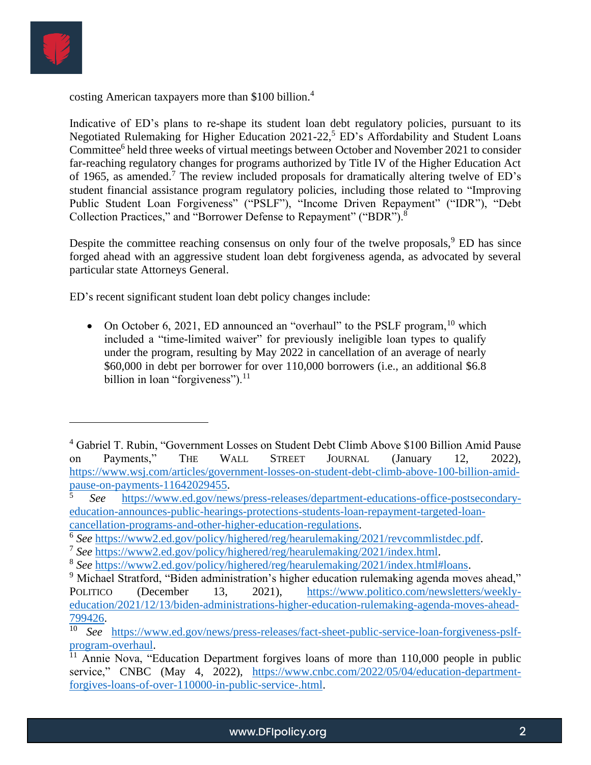costing American taxpayers more than $100 billion.[4]

Indicative of ED's plans to re-shape its student loan debt regulatory policies, pursuant to its Negotiated Rulemaking for Higher Education 2021-22,[5] ED's Affordability and Student Loans Committee[6] held three weeks of virtual meetings between October and November 2021 to consider far-reaching regulatory changes for programs authorized by Title IV of the Higher Education Act of 1965, as amended.[7] The review included proposals for dramatically altering twelve of ED's student financial assistance program regulatory policies, including those related to "Improving Public Student Loan Forgiveness" ("PSLF"), "Income Driven Repayment" ("IDR"), "Debt Collection Practices," and "Borrower Defense to Repayment" ("BDR").[8]

Despite the committee reaching consensus on only four of the twelve proposals,[9] ED has since forged ahead with an aggressive student loan debt forgiveness agenda, as advocated by several particular state Attorneys General.

ED's recent significant student loan debt policy changes include:

- On October 6, 2021, ED announced an "overhaul" to the PSLF program,[10] which included a "time-limited waiver" for previously ineligible loan types to qualify under the program, resulting by May 2022 in cancellation of an average of nearly $60,000 in debt per borrower for over 110,000 borrowers (i.e., an additional $6.8 billion in loan "forgiveness").[11]

---

[4] Gabriel T. Rubin, "Government Losses on Student Debt Climb Above $100 Billion Amid Pause on Payments," The Wall Street Journal (January 12, 2022), https://www.wsj.com/articles/government-losses-on-student-debt-climb-above-100-billion-amid-pause-on-payments-11642029455.

[5] *See* https://www.ed.gov/news/press-releases/department-educations-office-postsecondary-education-announces-public-hearings-protections-students-loan-repayment-targeted-loan-cancellation-programs-and-other-higher-education-regulations.

[6] *See* https://www2.ed.gov/policy/highered/reg/hearulemaking/2021/revcommlistdec.pdf.

[7] *See* https://www2.ed.gov/policy/highered/reg/hearulemaking/2021/index.html.

[8] *See* https://www2.ed.gov/policy/highered/reg/hearulemaking/2021/index.html#loans.

[9] Michael Stratford, "Biden administration's higher education rulemaking agenda moves ahead," Politico (December 13, 2021), https://www.politico.com/newsletters/weekly-education/2021/12/13/biden-administrations-higher-education-rulemaking-agenda-moves-ahead-799426.

[10] *See* https://www.ed.gov/news/press-releases/fact-sheet-public-service-loan-forgiveness-pslf-program-overhaul.

[11] Annie Nova, "Education Department forgives loans of more than 110,000 people in public service," CNBC (May 4, 2022), https://www.cnbc.com/2022/05/04/education-department-forgives-loans-of-over-110000-in-public-service-.html.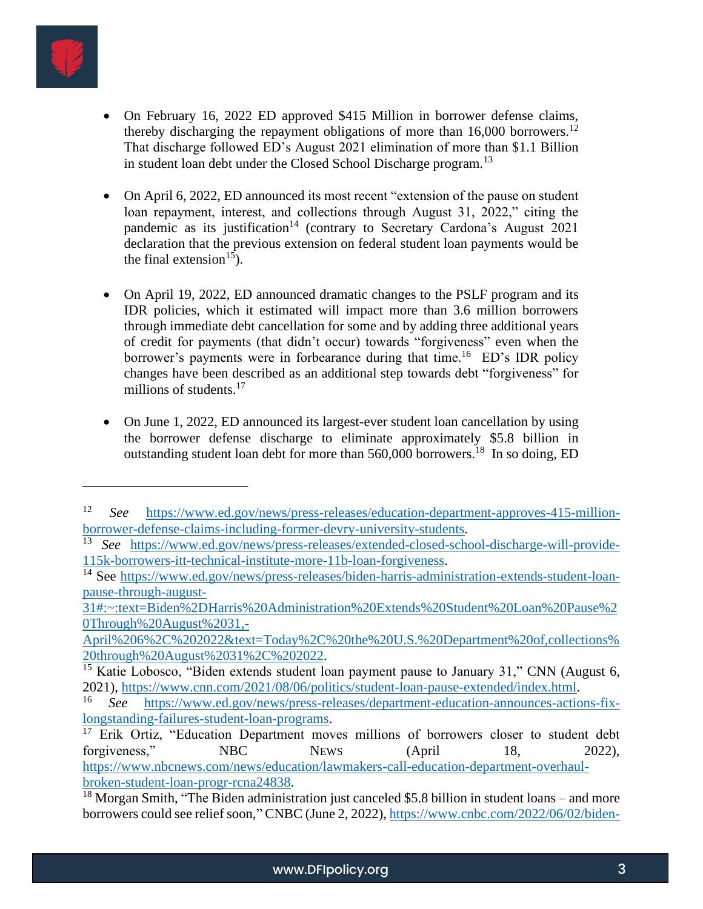- On February 16, 2022 ED approved $415 Million in borrower defense claims, thereby discharging the repayment obligations of more than 16,000 borrowers.[12] That discharge followed ED's August 2021 elimination of more than $1.1 Billion in student loan debt under the Closed School Discharge program.[13]

- On April 6, 2022, ED announced its most recent "extension of the pause on student loan repayment, interest, and collections through August 31, 2022," citing the pandemic as its justification[14] (contrary to Secretary Cardona's August 2021 declaration that the previous extension on federal student loan payments would be the final extension[15]).

- On April 19, 2022, ED announced dramatic changes to the PSLF program and its IDR policies, which it estimated will impact more than 3.6 million borrowers through immediate debt cancellation for some and by adding three additional years of credit for payments (that didn't occur) towards "forgiveness" even when the borrower's payments were in forbearance during that time.[16] ED's IDR policy changes have been described as an additional step towards debt "forgiveness" for millions of students.[17]

- On June 1, 2022, ED announced its largest-ever student loan cancellation by using the borrower defense discharge to eliminate approximately $5.8 billion in outstanding student loan debt for more than 560,000 borrowers.[18] In so doing, ED

---

[12] *See* https://www.ed.gov/news/press-releases/education-department-approves-415-million-borrower-defense-claims-including-former-devry-university-students.

[13] *See* https://www.ed.gov/news/press-releases/extended-closed-school-discharge-will-provide-115k-borrowers-itt-technical-institute-more-11b-loan-forgiveness.

[14] See https://www.ed.gov/news/press-releases/biden-harris-administration-extends-student-loan-pause-through-august-31#:~:text=Biden%2DHarris%20Administration%20Extends%20Student%20Loan%20Pause%20Through%20August%2031,-April%206%2C%202022&text=Today%2C%20the%20U.S.%20Department%20of,collections%20through%20August%2031%2C%202022.

[15] Katie Lobosco, "Biden extends student loan payment pause to January 31," CNN (August 6, 2021), https://www.cnn.com/2021/08/06/politics/student-loan-pause-extended/index.html.

[16] *See* https://www.ed.gov/news/press-releases/department-education-announces-actions-fix-longstanding-failures-student-loan-programs.

[17] Erik Ortiz, "Education Department moves millions of borrowers closer to student debt forgiveness," NBC NEWS (April 18, 2022), https://www.nbcnews.com/news/education/lawmakers-call-education-department-overhaul-broken-student-loan-progr-rcna24838.

[18] Morgan Smith, "The Biden administration just canceled $5.8 billion in student loans – and more borrowers could see relief soon," CNBC (June 2, 2022), https://www.cnbc.com/2022/06/02/biden-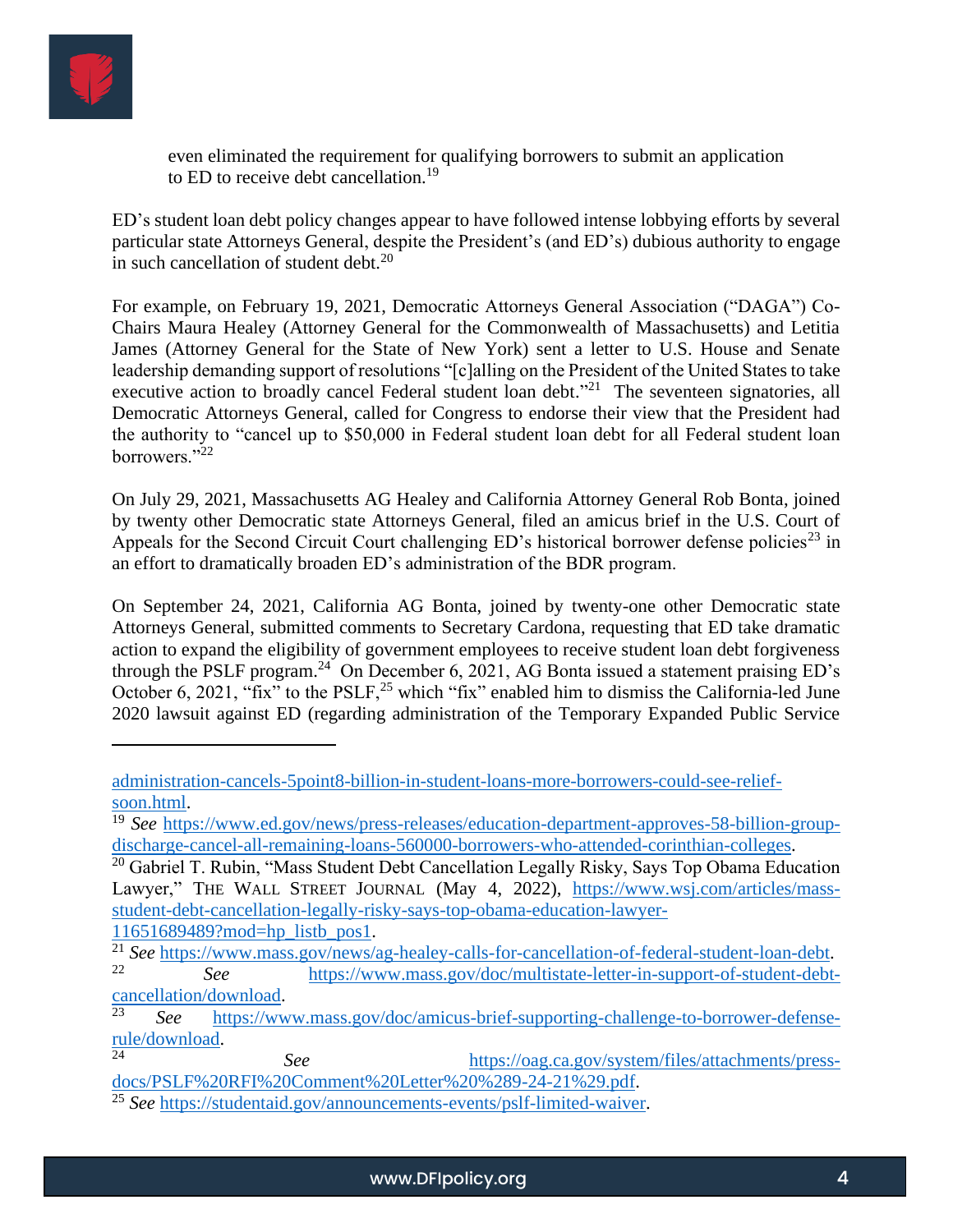even eliminated the requirement for qualifying borrowers to submit an application to ED to receive debt cancellation.[19]

ED's student loan debt policy changes appear to have followed intense lobbying efforts by several particular state Attorneys General, despite the President's (and ED's) dubious authority to engage in such cancellation of student debt.[20]

For example, on February 19, 2021, Democratic Attorneys General Association ("DAGA") Co-Chairs Maura Healey (Attorney General for the Commonwealth of Massachusetts) and Letitia James (Attorney General for the State of New York) sent a letter to U.S. House and Senate leadership demanding support of resolutions "[c]alling on the President of the United States to take executive action to broadly cancel Federal student loan debt."[21] The seventeen signatories, all Democratic Attorneys General, called for Congress to endorse their view that the President had the authority to "cancel up to $50,000 in Federal student loan debt for all Federal student loan borrowers."[22]

On July 29, 2021, Massachusetts AG Healey and California Attorney General Rob Bonta, joined by twenty other Democratic state Attorneys General, filed an amicus brief in the U.S. Court of Appeals for the Second Circuit Court challenging ED's historical borrower defense policies[23] in an effort to dramatically broaden ED's administration of the BDR program.

On September 24, 2021, California AG Bonta, joined by twenty-one other Democratic state Attorneys General, submitted comments to Secretary Cardona, requesting that ED take dramatic action to expand the eligibility of government employees to receive student loan debt forgiveness through the PSLF program.[24] On December 6, 2021, AG Bonta issued a statement praising ED's October 6, 2021, "fix" to the PSLF,[25] which "fix" enabled him to dismiss the California-led June 2020 lawsuit against ED (regarding administration of the Temporary Expanded Public Service

---

administration-cancels-5point8-billion-in-student-loans-more-borrowers-could-see-relief-soon.html.

[19] *See* https://www.ed.gov/news/press-releases/education-department-approves-58-billion-group-discharge-cancel-all-remaining-loans-560000-borrowers-who-attended-corinthian-colleges.

[20] Gabriel T. Rubin, "Mass Student Debt Cancellation Legally Risky, Says Top Obama Education Lawyer," THE WALL STREET JOURNAL (May 4, 2022), https://www.wsj.com/articles/mass-student-debt-cancellation-legally-risky-says-top-obama-education-lawyer-11651689489?mod=hp_listb_pos1.

[21] *See* https://www.mass.gov/news/ag-healey-calls-for-cancellation-of-federal-student-loan-debt.

[22] *See* https://www.mass.gov/doc/multistate-letter-in-support-of-student-debt-cancellation/download.

[23] *See* https://www.mass.gov/doc/amicus-brief-supporting-challenge-to-borrower-defense-rule/download.

[24] *See* https://oag.ca.gov/system/files/attachments/press-docs/PSLF%20RFI%20Comment%20Letter%20%289-24-21%29.pdf.

[25] *See* https://studentaid.gov/announcements-events/pslf-limited-waiver.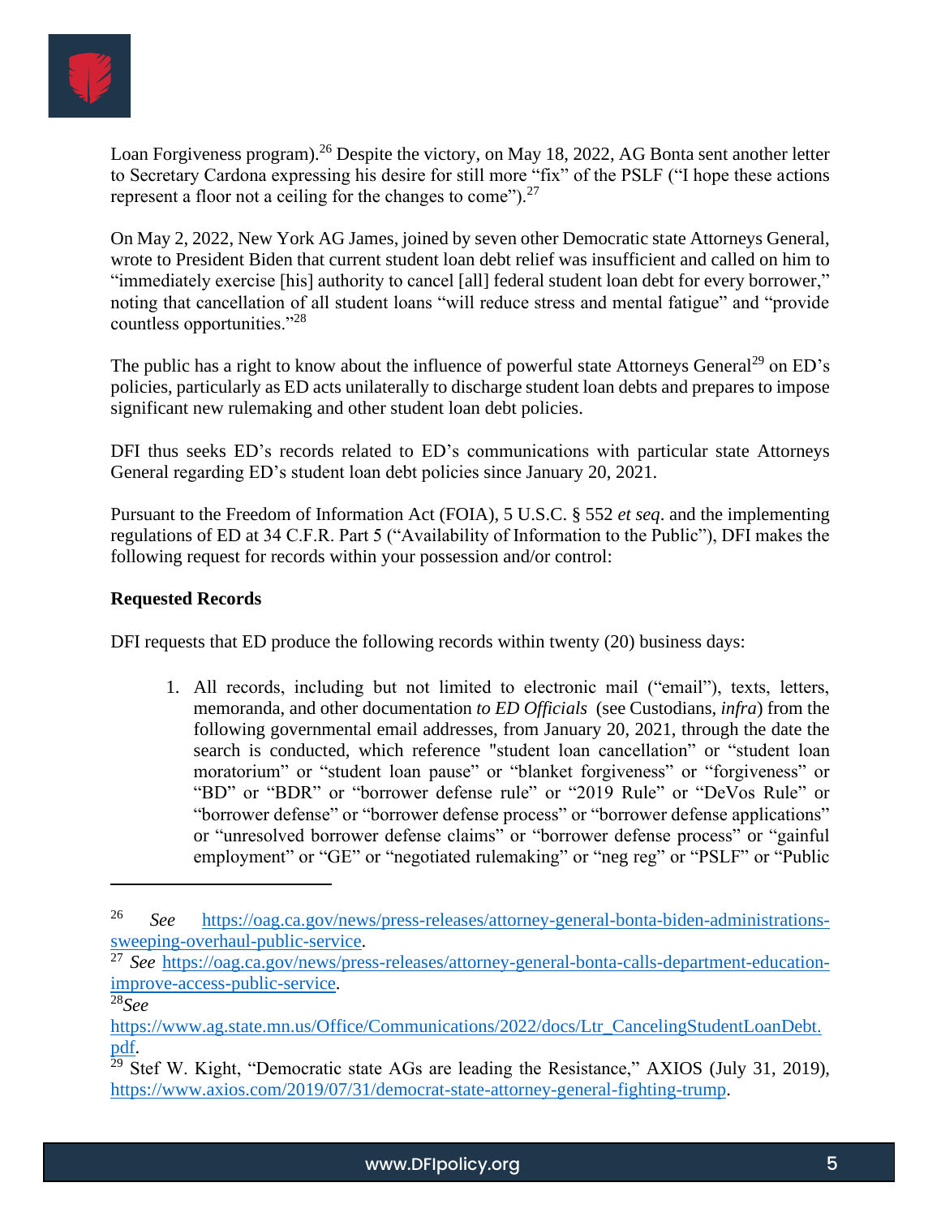Loan Forgiveness program).[26] Despite the victory, on May 18, 2022, AG Bonta sent another letter to Secretary Cardona expressing his desire for still more "fix" of the PSLF ("I hope these actions represent a floor not a ceiling for the changes to come").[27]

On May 2, 2022, New York AG James, joined by seven other Democratic state Attorneys General, wrote to President Biden that current student loan debt relief was insufficient and called on him to "immediately exercise [his] authority to cancel [all] federal student loan debt for every borrower," noting that cancellation of all student loans "will reduce stress and mental fatigue" and "provide countless opportunities."[28]

The public has a right to know about the influence of powerful state Attorneys General[29] on ED's policies, particularly as ED acts unilaterally to discharge student loan debts and prepares to impose significant new rulemaking and other student loan debt policies.

DFI thus seeks ED's records related to ED's communications with particular state Attorneys General regarding ED's student loan debt policies since January 20, 2021.

Pursuant to the Freedom of Information Act (FOIA), 5 U.S.C. § 552 *et seq*. and the implementing regulations of ED at 34 C.F.R. Part 5 ("Availability of Information to the Public"), DFI makes the following request for records within your possession and/or control:

**Requested Records**

DFI requests that ED produce the following records within twenty (20) business days:

1. All records, including but not limited to electronic mail ("email"), texts, letters, memoranda, and other documentation *to ED Officials* (see Custodians, *infra*) from the following governmental email addresses, from January 20, 2021, through the date the search is conducted, which reference "student loan cancellation" or "student loan moratorium" or "student loan pause" or "blanket forgiveness" or "forgiveness" or "BD" or "BDR" or "borrower defense rule" or "2019 Rule" or "DeVos Rule" or "borrower defense" or "borrower defense process" or "borrower defense applications" or "unresolved borrower defense claims" or "borrower defense process" or "gainful employment" or "GE" or "negotiated rulemaking" or "neg reg" or "PSLF" or "Public

---

[26] *See* https://oag.ca.gov/news/press-releases/attorney-general-bonta-biden-administrations-sweeping-overhaul-public-service.

[27] *See* https://oag.ca.gov/news/press-releases/attorney-general-bonta-calls-department-education-improve-access-public-service.

[28] *See* https://www.ag.state.mn.us/Office/Communications/2022/docs/Ltr_CancelingStudentLoanDebt.pdf.

[29] Stef W. Kight, "Democratic state AGs are leading the Resistance," AXIOS (July 31, 2019), https://www.axios.com/2019/07/31/democrat-state-attorney-general-fighting-trump.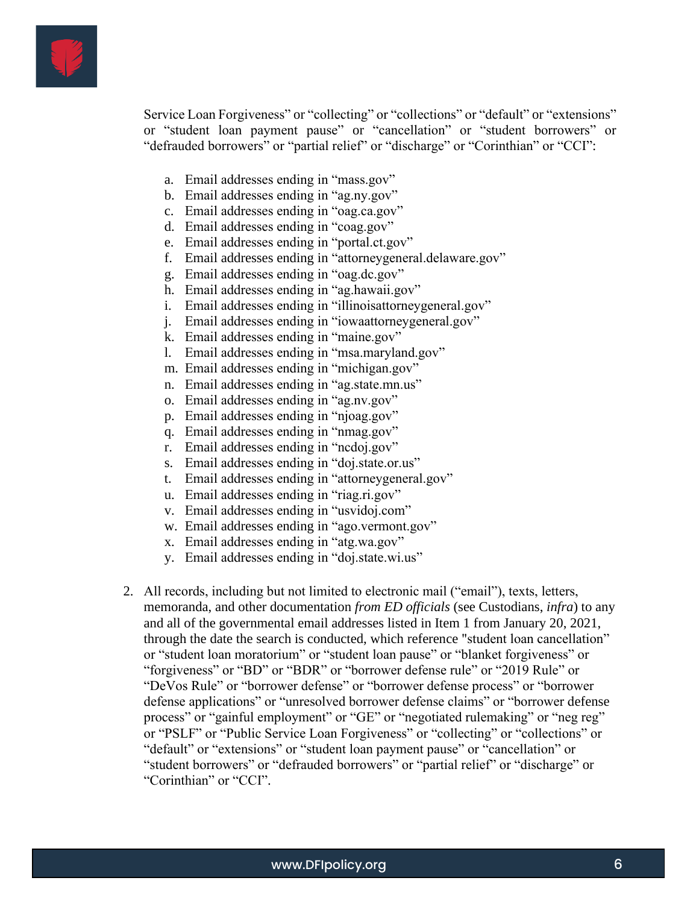Service Loan Forgiveness" or "collecting" or "collections" or "default" or "extensions" or "student loan payment pause" or "cancellation" or "student borrowers" or "defrauded borrowers" or "partial relief" or "discharge" or "Corinthian" or "CCI":

  a. Email addresses ending in "mass.gov"
  b. Email addresses ending in "ag.ny.gov"
  c. Email addresses ending in "oag.ca.gov"
  d. Email addresses ending in "coag.gov"
  e. Email addresses ending in "portal.ct.gov"
  f. Email addresses ending in "attorneygeneral.delaware.gov"
  g. Email addresses ending in "oag.dc.gov"
  h. Email addresses ending in "ag.hawaii.gov"
  i. Email addresses ending in "illinoisattorneygeneral.gov"
  j. Email addresses ending in "iowaattorneygeneral.gov"
  k. Email addresses ending in "maine.gov"
  l. Email addresses ending in "msa.maryland.gov"
  m. Email addresses ending in "michigan.gov"
  n. Email addresses ending in "ag.state.mn.us"
  o. Email addresses ending in "ag.nv.gov"
  p. Email addresses ending in "njoag.gov"
  q. Email addresses ending in "nmag.gov"
  r. Email addresses ending in "ncdoj.gov"
  s. Email addresses ending in "doj.state.or.us"
  t. Email addresses ending in "attorneygeneral.gov"
  u. Email addresses ending in "riag.ri.gov"
  v. Email addresses ending in "usvidoj.com"
  w. Email addresses ending in "ago.vermont.gov"
  x. Email addresses ending in "atg.wa.gov"
  y. Email addresses ending in "doj.state.wi.us"

2. All records, including but not limited to electronic mail ("email"), texts, letters, memoranda, and other documentation *from ED officials* (see Custodians, *infra*) to any and all of the governmental email addresses listed in Item 1 from January 20, 2021, through the date the search is conducted, which reference "student loan cancellation" or "student loan moratorium" or "student loan pause" or "blanket forgiveness" or "forgiveness" or "BD" or "BDR" or "borrower defense rule" or "2019 Rule" or "DeVos Rule" or "borrower defense" or "borrower defense process" or "borrower defense applications" or "unresolved borrower defense claims" or "borrower defense process" or "gainful employment" or "GE" or "negotiated rulemaking" or "neg reg" or "PSLF" or "Public Service Loan Forgiveness" or "collecting" or "collections" or "default" or "extensions" or "student loan payment pause" or "cancellation" or "student borrowers" or "defrauded borrowers" or "partial relief" or "discharge" or "Corinthian" or "CCI".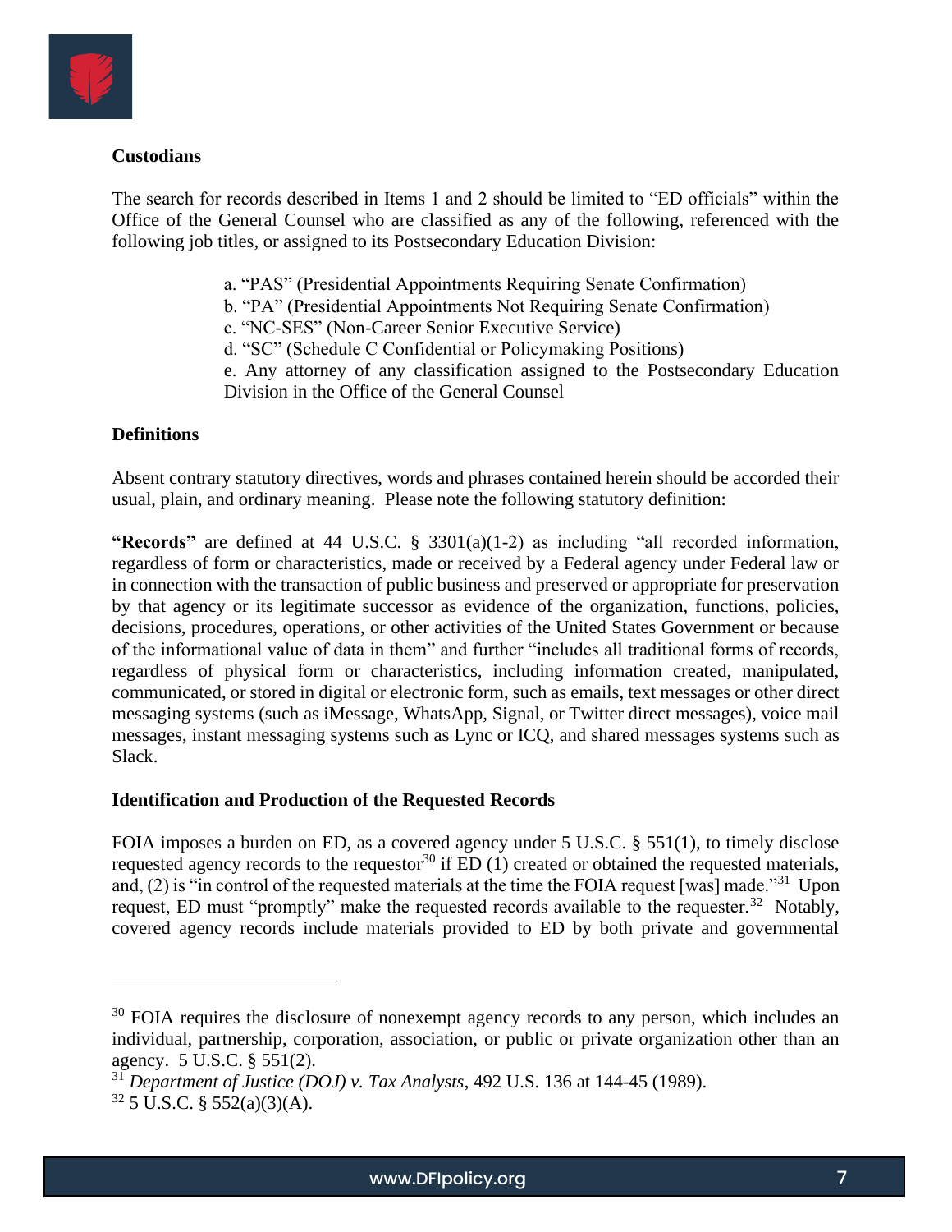**Custodians**

The search for records described in Items 1 and 2 should be limited to "ED officials" within the Office of the General Counsel who are classified as any of the following, referenced with the following job titles, or assigned to its Postsecondary Education Division:

a. "PAS" (Presidential Appointments Requiring Senate Confirmation)
b. "PA" (Presidential Appointments Not Requiring Senate Confirmation)
c. "NC-SES" (Non-Career Senior Executive Service)
d. "SC" (Schedule C Confidential or Policymaking Positions)
e. Any attorney of any classification assigned to the Postsecondary Education Division in the Office of the General Counsel

**Definitions**

Absent contrary statutory directives, words and phrases contained herein should be accorded their usual, plain, and ordinary meaning. Please note the following statutory definition:

**"Records"** are defined at 44 U.S.C. § 3301(a)(1-2) as including "all recorded information, regardless of form or characteristics, made or received by a Federal agency under Federal law or in connection with the transaction of public business and preserved or appropriate for preservation by that agency or its legitimate successor as evidence of the organization, functions, policies, decisions, procedures, operations, or other activities of the United States Government or because of the informational value of data in them" and further "includes all traditional forms of records, regardless of physical form or characteristics, including information created, manipulated, communicated, or stored in digital or electronic form, such as emails, text messages or other direct messaging systems (such as iMessage, WhatsApp, Signal, or Twitter direct messages), voice mail messages, instant messaging systems such as Lync or ICQ, and shared messages systems such as Slack.

**Identification and Production of the Requested Records**

FOIA imposes a burden on ED, as a covered agency under 5 U.S.C. § 551(1), to timely disclose requested agency records to the requestor[30] if ED (1) created or obtained the requested materials, and, (2) is "in control of the requested materials at the time the FOIA request [was] made."[31] Upon request, ED must "promptly" make the requested records available to the requester.[32] Notably, covered agency records include materials provided to ED by both private and governmental

---

[30] FOIA requires the disclosure of nonexempt agency records to any person, which includes an individual, partnership, corporation, association, or public or private organization other than an agency. 5 U.S.C. § 551(2).

[31] *Department of Justice (DOJ) v. Tax Analysts*, 492 U.S. 136 at 144-45 (1989).

[32] 5 U.S.C. § 552(a)(3)(A).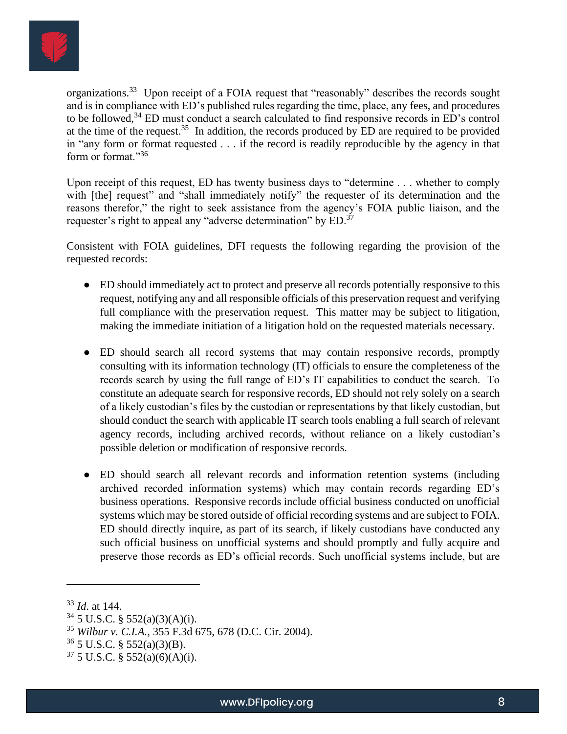organizations.[33] Upon receipt of a FOIA request that "reasonably" describes the records sought and is in compliance with ED's published rules regarding the time, place, any fees, and procedures to be followed,[34] ED must conduct a search calculated to find responsive records in ED's control at the time of the request.[35] In addition, the records produced by ED are required to be provided in "any form or format requested . . . if the record is readily reproducible by the agency in that form or format."[36]

Upon receipt of this request, ED has twenty business days to "determine . . . whether to comply with [the] request" and "shall immediately notify" the requester of its determination and the reasons therefor," the right to seek assistance from the agency's FOIA public liaison, and the requester's right to appeal any "adverse determination" by ED.[37]

Consistent with FOIA guidelines, DFI requests the following regarding the provision of the requested records:

- ED should immediately act to protect and preserve all records potentially responsive to this request, notifying any and all responsible officials of this preservation request and verifying full compliance with the preservation request. This matter may be subject to litigation, making the immediate initiation of a litigation hold on the requested materials necessary.

- ED should search all record systems that may contain responsive records, promptly consulting with its information technology (IT) officials to ensure the completeness of the records search by using the full range of ED's IT capabilities to conduct the search. To constitute an adequate search for responsive records, ED should not rely solely on a search of a likely custodian's files by the custodian or representations by that likely custodian, but should conduct the search with applicable IT search tools enabling a full search of relevant agency records, including archived records, without reliance on a likely custodian's possible deletion or modification of responsive records.

- ED should search all relevant records and information retention systems (including archived recorded information systems) which may contain records regarding ED's business operations. Responsive records include official business conducted on unofficial systems which may be stored outside of official recording systems and are subject to FOIA. ED should directly inquire, as part of its search, if likely custodians have conducted any such official business on unofficial systems and should promptly and fully acquire and preserve those records as ED's official records. Such unofficial systems include, but are

---

[33] *Id*. at 144.

[34] 5 U.S.C. § 552(a)(3)(A)(i).

[35] *Wilbur v. C.I.A.*, 355 F.3d 675, 678 (D.C. Cir. 2004).

[36] 5 U.S.C. § 552(a)(3)(B).

[37] 5 U.S.C. § 552(a)(6)(A)(i).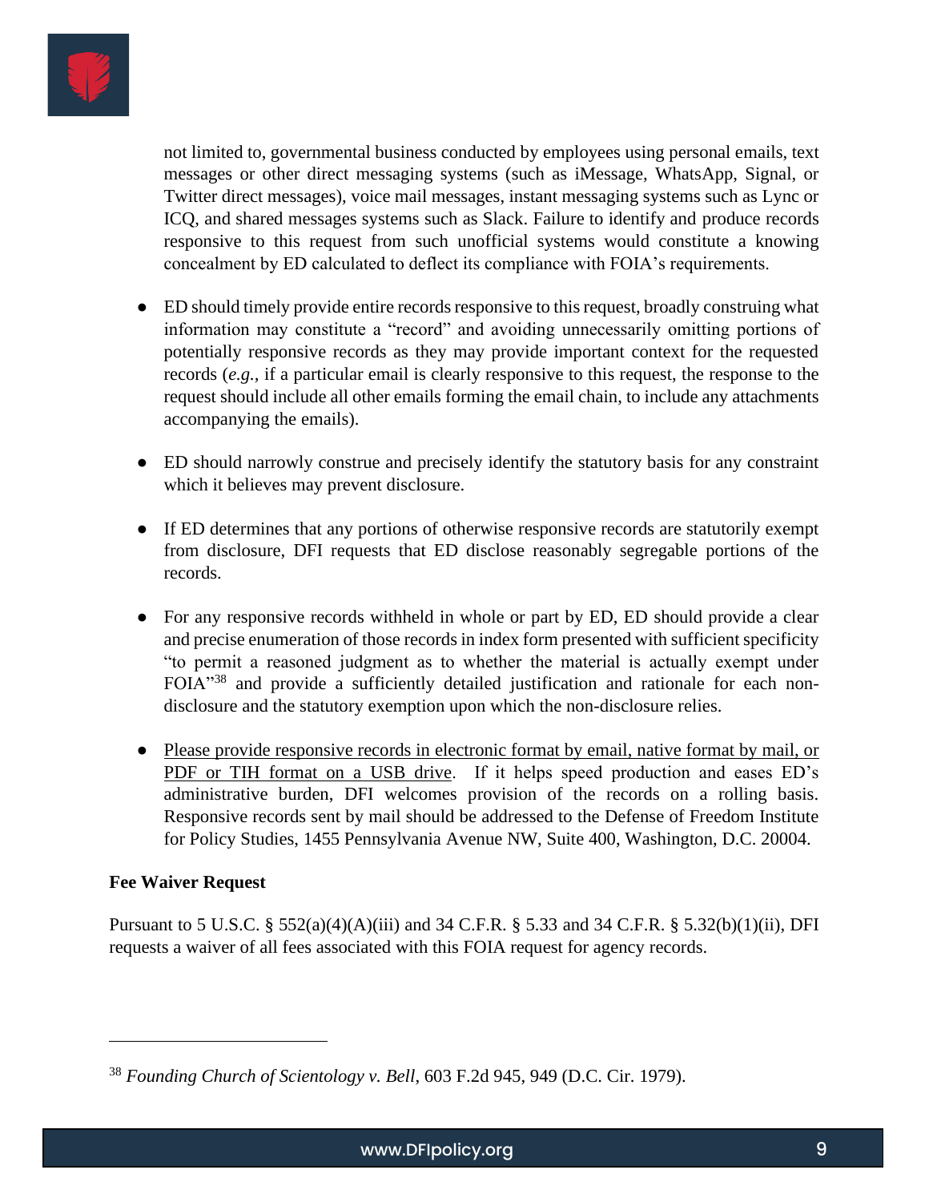not limited to, governmental business conducted by employees using personal emails, text messages or other direct messaging systems (such as iMessage, WhatsApp, Signal, or Twitter direct messages), voice mail messages, instant messaging systems such as Lync or ICQ, and shared messages systems such as Slack. Failure to identify and produce records responsive to this request from such unofficial systems would constitute a knowing concealment by ED calculated to deflect its compliance with FOIA's requirements.

- ED should timely provide entire records responsive to this request, broadly construing what information may constitute a "record" and avoiding unnecessarily omitting portions of potentially responsive records as they may provide important context for the requested records (*e.g.*, if a particular email is clearly responsive to this request, the response to the request should include all other emails forming the email chain, to include any attachments accompanying the emails).

- ED should narrowly construe and precisely identify the statutory basis for any constraint which it believes may prevent disclosure.

- If ED determines that any portions of otherwise responsive records are statutorily exempt from disclosure, DFI requests that ED disclose reasonably segregable portions of the records.

- For any responsive records withheld in whole or part by ED, ED should provide a clear and precise enumeration of those records in index form presented with sufficient specificity "to permit a reasoned judgment as to whether the material is actually exempt under FOIA"[38] and provide a sufficiently detailed justification and rationale for each non-disclosure and the statutory exemption upon which the non-disclosure relies.

- <u>Please provide responsive records in electronic format by email, native format by mail, or PDF or TIH format on a USB drive</u>. If it helps speed production and eases ED's administrative burden, DFI welcomes provision of the records on a rolling basis. Responsive records sent by mail should be addressed to the Defense of Freedom Institute for Policy Studies, 1455 Pennsylvania Avenue NW, Suite 400, Washington, D.C. 20004.

**Fee Waiver Request**

Pursuant to 5 U.S.C. § 552(a)(4)(A)(iii) and 34 C.F.R. § 5.33 and 34 C.F.R. § 5.32(b)(1)(ii), DFI requests a waiver of all fees associated with this FOIA request for agency records.

---

[38] *Founding Church of Scientology v. Bell*, 603 F.2d 945, 949 (D.C. Cir. 1979).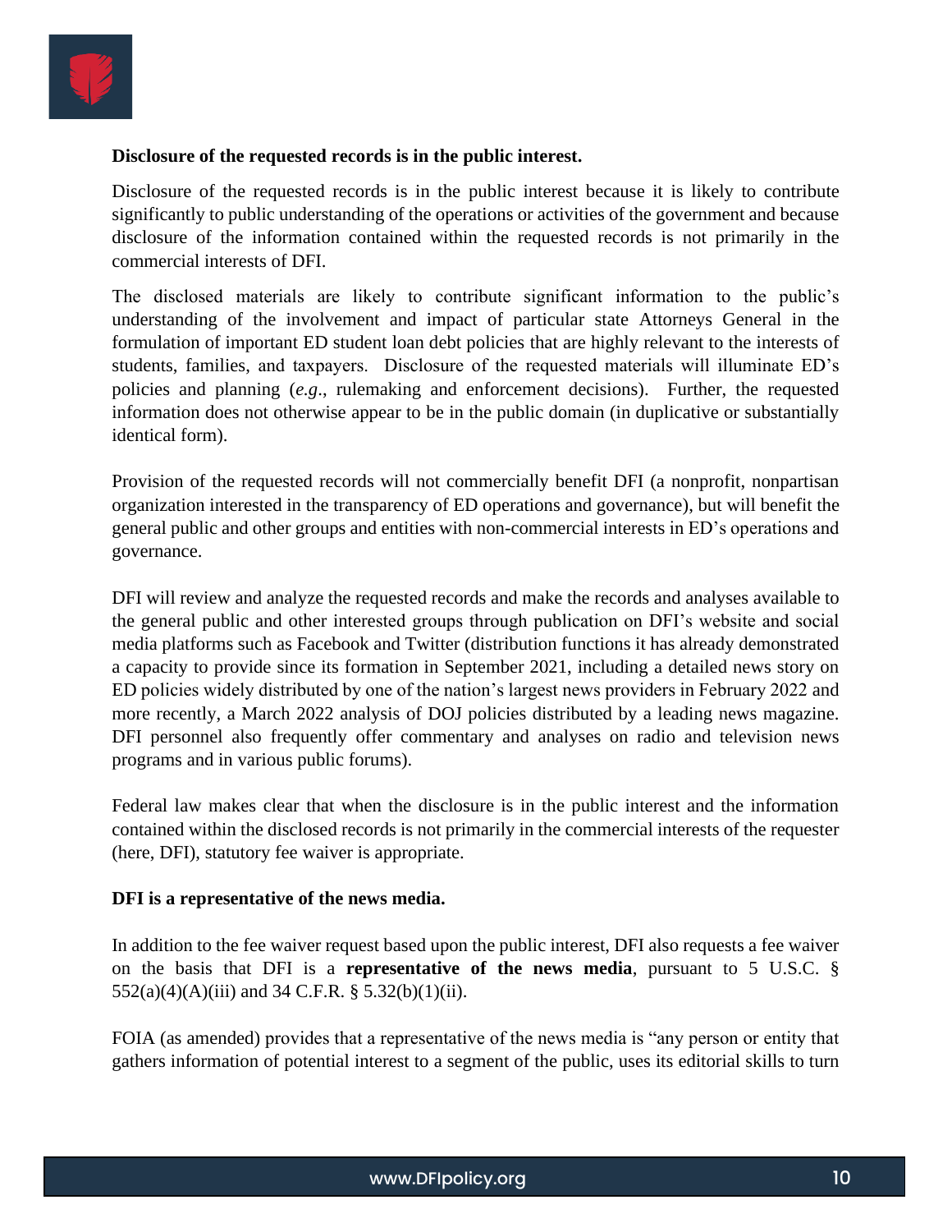**Disclosure of the requested records is in the public interest.**

Disclosure of the requested records is in the public interest because it is likely to contribute significantly to public understanding of the operations or activities of the government and because disclosure of the information contained within the requested records is not primarily in the commercial interests of DFI.

The disclosed materials are likely to contribute significant information to the public's understanding of the involvement and impact of particular state Attorneys General in the formulation of important ED student loan debt policies that are highly relevant to the interests of students, families, and taxpayers. Disclosure of the requested materials will illuminate ED's policies and planning (*e.g*., rulemaking and enforcement decisions). Further, the requested information does not otherwise appear to be in the public domain (in duplicative or substantially identical form).

Provision of the requested records will not commercially benefit DFI (a nonprofit, nonpartisan organization interested in the transparency of ED operations and governance), but will benefit the general public and other groups and entities with non-commercial interests in ED's operations and governance.

DFI will review and analyze the requested records and make the records and analyses available to the general public and other interested groups through publication on DFI's website and social media platforms such as Facebook and Twitter (distribution functions it has already demonstrated a capacity to provide since its formation in September 2021, including a detailed news story on ED policies widely distributed by one of the nation's largest news providers in February 2022 and more recently, a March 2022 analysis of DOJ policies distributed by a leading news magazine. DFI personnel also frequently offer commentary and analyses on radio and television news programs and in various public forums).

Federal law makes clear that when the disclosure is in the public interest and the information contained within the disclosed records is not primarily in the commercial interests of the requester (here, DFI), statutory fee waiver is appropriate.

**DFI is a representative of the news media.**

In addition to the fee waiver request based upon the public interest, DFI also requests a fee waiver on the basis that DFI is a **representative of the news media**, pursuant to 5 U.S.C. § 552(a)(4)(A)(iii) and 34 C.F.R. § 5.32(b)(1)(ii).

FOIA (as amended) provides that a representative of the news media is "any person or entity that gathers information of potential interest to a segment of the public, uses its editorial skills to turn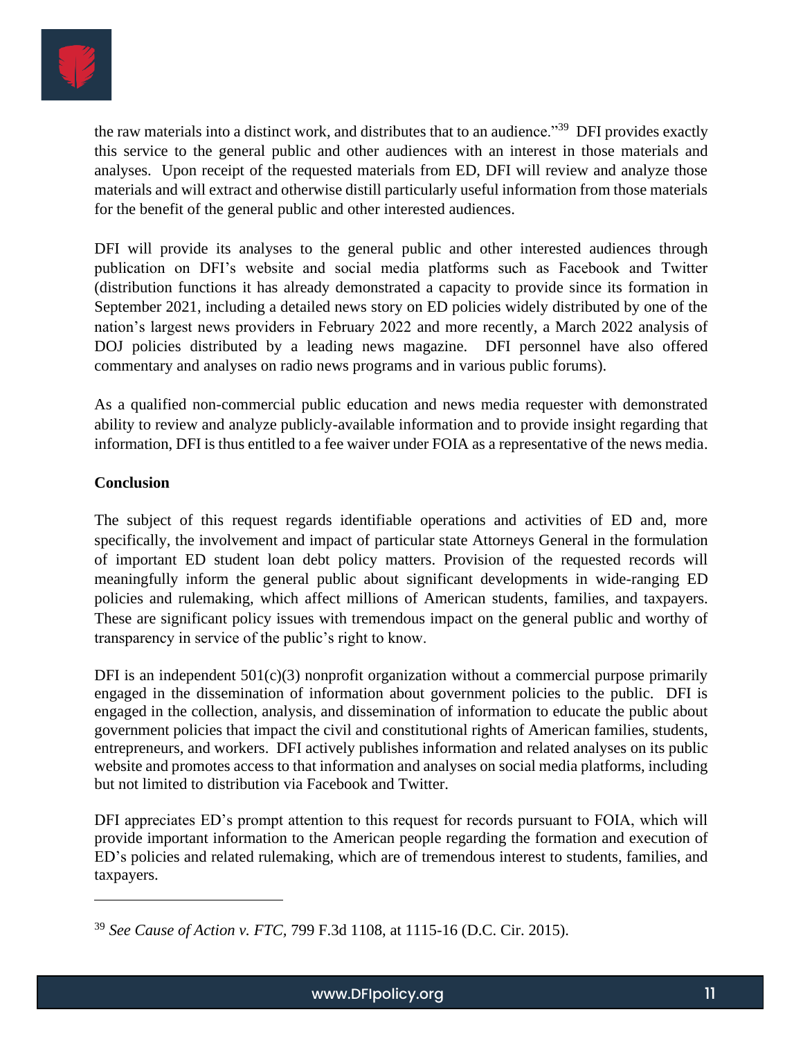the raw materials into a distinct work, and distributes that to an audience."[39] DFI provides exactly this service to the general public and other audiences with an interest in those materials and analyses. Upon receipt of the requested materials from ED, DFI will review and analyze those materials and will extract and otherwise distill particularly useful information from those materials for the benefit of the general public and other interested audiences.

DFI will provide its analyses to the general public and other interested audiences through publication on DFI's website and social media platforms such as Facebook and Twitter (distribution functions it has already demonstrated a capacity to provide since its formation in September 2021, including a detailed news story on ED policies widely distributed by one of the nation's largest news providers in February 2022 and more recently, a March 2022 analysis of DOJ policies distributed by a leading news magazine. DFI personnel have also offered commentary and analyses on radio news programs and in various public forums).

As a qualified non-commercial public education and news media requester with demonstrated ability to review and analyze publicly-available information and to provide insight regarding that information, DFI is thus entitled to a fee waiver under FOIA as a representative of the news media.

**Conclusion**

The subject of this request regards identifiable operations and activities of ED and, more specifically, the involvement and impact of particular state Attorneys General in the formulation of important ED student loan debt policy matters. Provision of the requested records will meaningfully inform the general public about significant developments in wide-ranging ED policies and rulemaking, which affect millions of American students, families, and taxpayers. These are significant policy issues with tremendous impact on the general public and worthy of transparency in service of the public's right to know.

DFI is an independent 501(c)(3) nonprofit organization without a commercial purpose primarily engaged in the dissemination of information about government policies to the public. DFI is engaged in the collection, analysis, and dissemination of information to educate the public about government policies that impact the civil and constitutional rights of American families, students, entrepreneurs, and workers. DFI actively publishes information and related analyses on its public website and promotes access to that information and analyses on social media platforms, including but not limited to distribution via Facebook and Twitter.

DFI appreciates ED's prompt attention to this request for records pursuant to FOIA, which will provide important information to the American people regarding the formation and execution of ED's policies and related rulemaking, which are of tremendous interest to students, families, and taxpayers.

---

[39] *See Cause of Action v. FTC*, 799 F.3d 1108, at 1115-16 (D.C. Cir. 2015).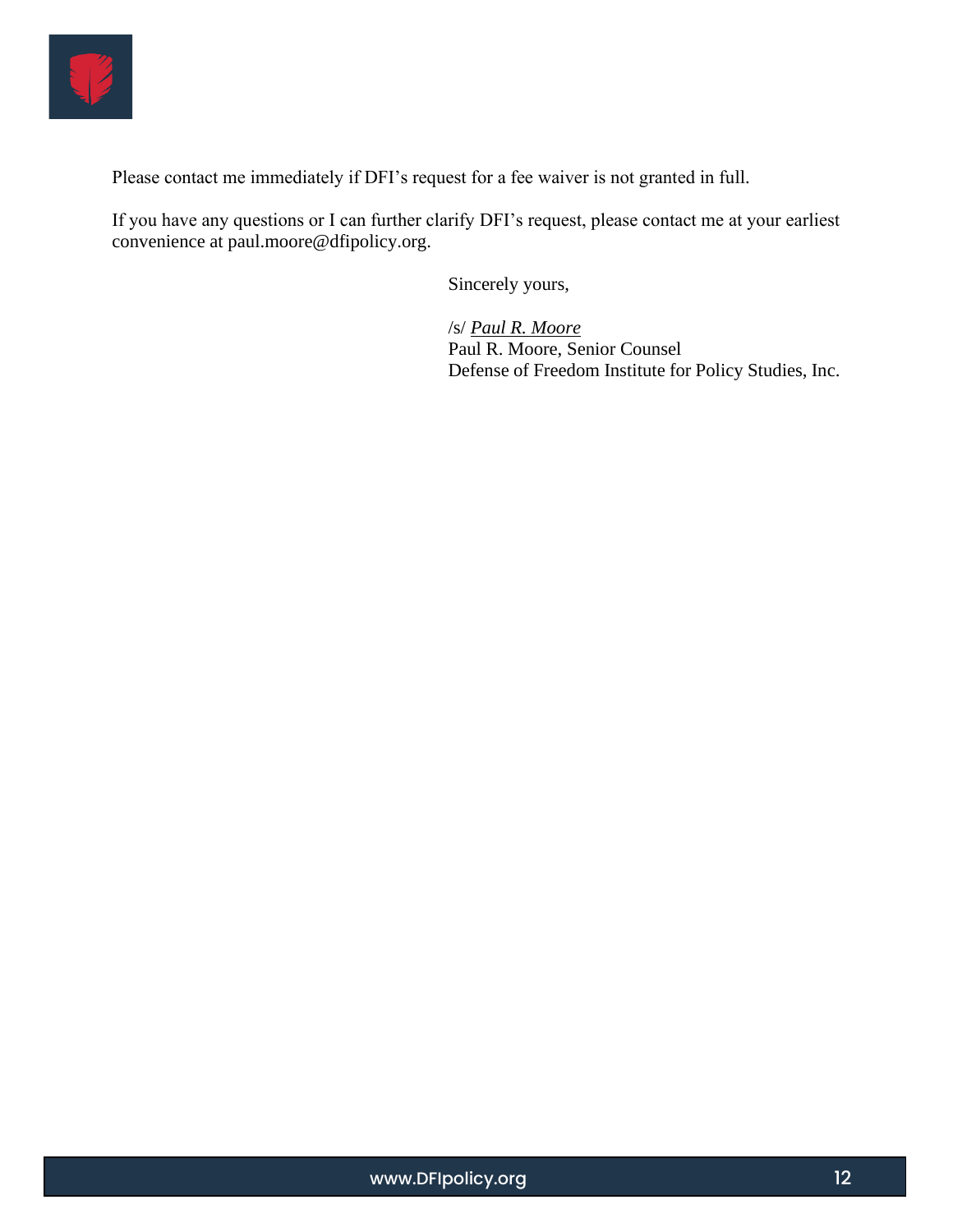Please contact me immediately if DFI's request for a fee waiver is not granted in full.

If you have any questions or I can further clarify DFI's request, please contact me at your earliest convenience at paul.moore@dfipolicy.org.

Sincerely yours,

/s/ *Paul R. Moore*
Paul R. Moore, Senior Counsel
Defense of Freedom Institute for Policy Studies, Inc.